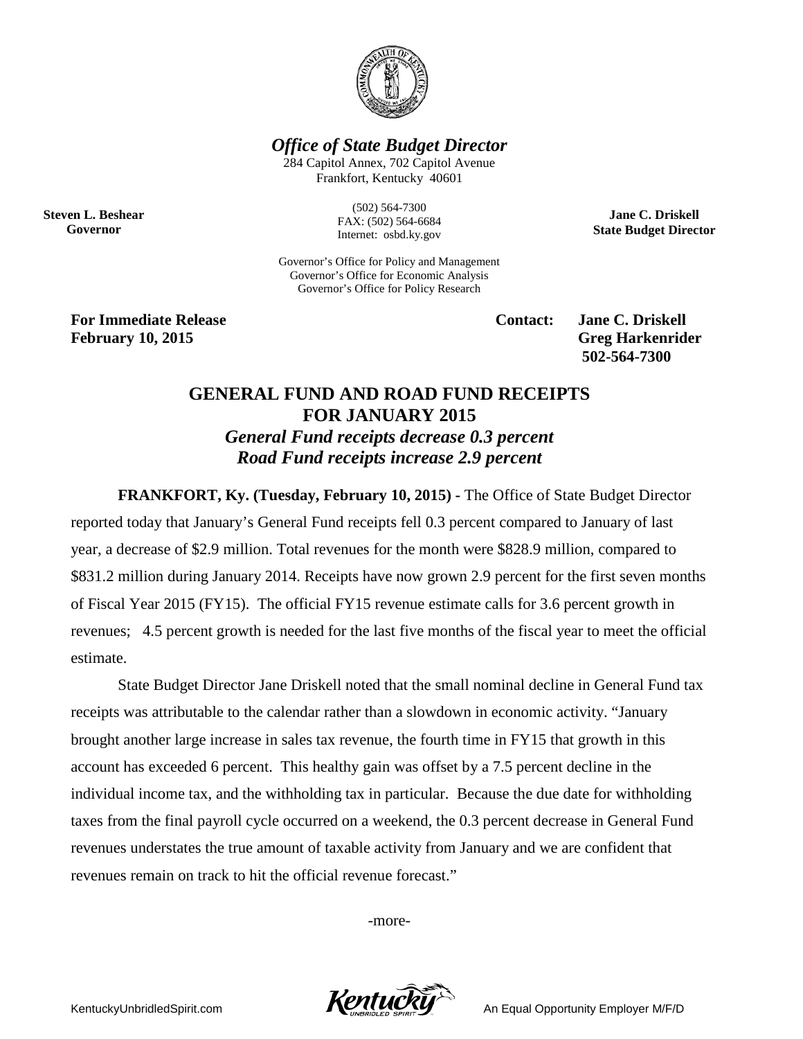## *Office of State Budget Director*

284 Capitol Annex, 702 Capitol Avenue
Frankfort, Kentucky 40601

(502) 564-7300
FAX: (502) 564-6684
Internet: osbd.ky.gov

**Steven L. Beshear**
**Governor**

**Jane C. Driskell**
**State Budget Director**

Governor's Office for Policy and Management
Governor's Office for Economic Analysis
Governor's Office for Policy Research

**For Immediate Release**
**February 10, 2015**

**Contact: Jane C. Driskell**
**Greg Harkenrider**
**502-564-7300**

# GENERAL FUND AND ROAD FUND RECEIPTS FOR JANUARY 2015

### *General Fund receipts decrease 0.3 percent*
### *Road Fund receipts increase 2.9 percent*

**FRANKFORT, Ky. (Tuesday, February 10, 2015) -** The Office of State Budget Director reported today that January's General Fund receipts fell 0.3 percent compared to January of last year, a decrease of $2.9 million. Total revenues for the month were $828.9 million, compared to $831.2 million during January 2014. Receipts have now grown 2.9 percent for the first seven months of Fiscal Year 2015 (FY15). The official FY15 revenue estimate calls for 3.6 percent growth in revenues; 4.5 percent growth is needed for the last five months of the fiscal year to meet the official estimate.

State Budget Director Jane Driskell noted that the small nominal decline in General Fund tax receipts was attributable to the calendar rather than a slowdown in economic activity. "January brought another large increase in sales tax revenue, the fourth time in FY15 that growth in this account has exceeded 6 percent. This healthy gain was offset by a 7.5 percent decline in the individual income tax, and the withholding tax in particular. Because the due date for withholding taxes from the final payroll cycle occurred on a weekend, the 0.3 percent decrease in General Fund revenues understates the true amount of taxable activity from January and we are confident that revenues remain on track to hit the official revenue forecast."

-more-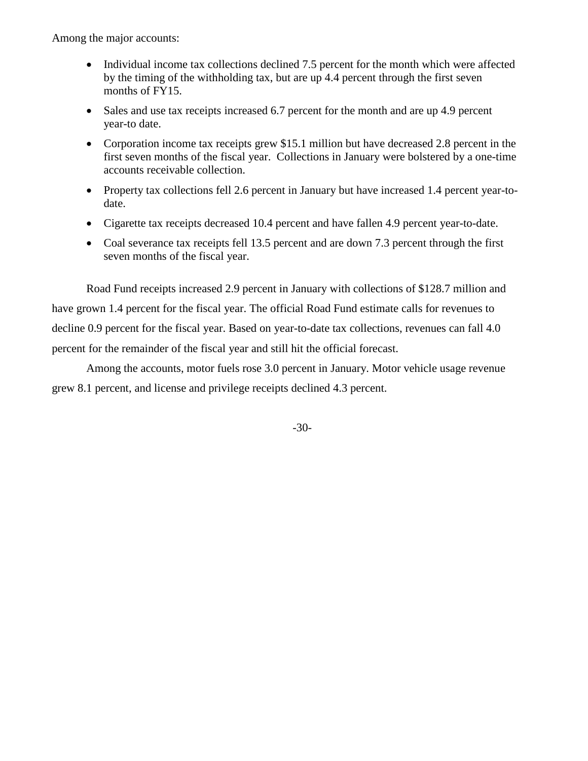Among the major accounts:

- Individual income tax collections declined 7.5 percent for the month which were affected by the timing of the withholding tax, but are up 4.4 percent through the first seven months of FY15.
- Sales and use tax receipts increased 6.7 percent for the month and are up 4.9 percent year-to date.
- Corporation income tax receipts grew $15.1 million but have decreased 2.8 percent in the first seven months of the fiscal year. Collections in January were bolstered by a one-time accounts receivable collection.
- Property tax collections fell 2.6 percent in January but have increased 1.4 percent year-to-date.
- Cigarette tax receipts decreased 10.4 percent and have fallen 4.9 percent year-to-date.
- Coal severance tax receipts fell 13.5 percent and are down 7.3 percent through the first seven months of the fiscal year.

Road Fund receipts increased 2.9 percent in January with collections of $128.7 million and have grown 1.4 percent for the fiscal year. The official Road Fund estimate calls for revenues to decline 0.9 percent for the fiscal year. Based on year-to-date tax collections, revenues can fall 4.0 percent for the remainder of the fiscal year and still hit the official forecast.

Among the accounts, motor fuels rose 3.0 percent in January. Motor vehicle usage revenue grew 8.1 percent, and license and privilege receipts declined 4.3 percent.

-30-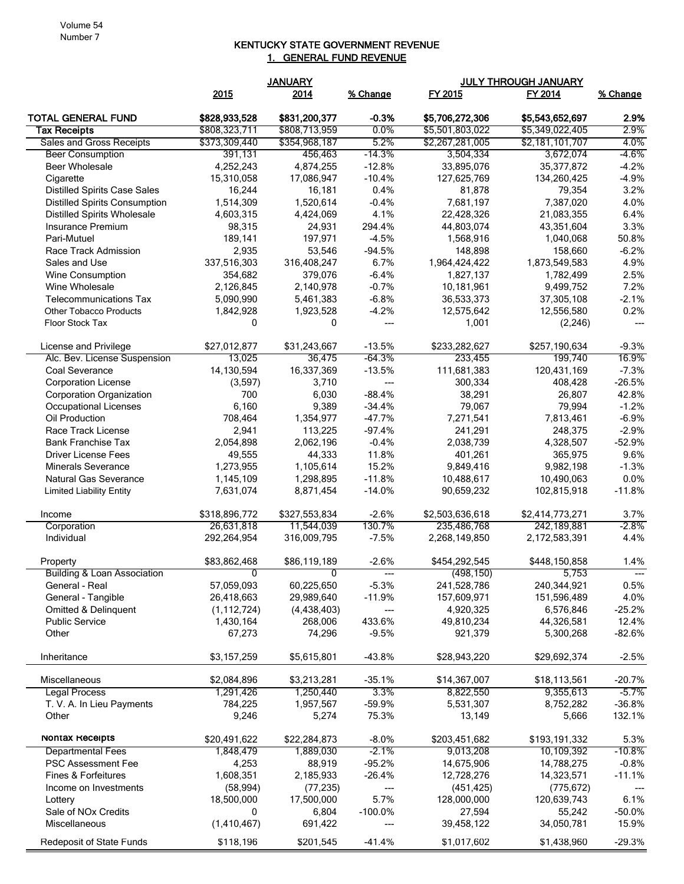# KENTUCKY STATE GOVERNMENT REVENUE

## 1. GENERAL FUND REVENUE

| | JANUARY | | | JULY THROUGH JANUARY | | |
|---|---|---|---|---|---|---|
| | 2015 | 2014 | % Change | FY 2015 | FY 2014 | % Change |
| **TOTAL GENERAL FUND** | **$828,933,528** | **$831,200,377** | **-0.3%** | **$5,706,272,306** | **$5,543,652,697** | **2.9%** |
| **Tax Receipts** | $808,323,711 | $808,713,959 | 0.0% | $5,501,803,022 | $5,349,022,405 | 2.9% |
| Sales and Gross Receipts | $373,309,440 | $354,968,187 | 5.2% | $2,267,281,005 | $2,181,101,707 | 4.0% |
| Beer Consumption | 391,131 | 456,463 | -14.3% | 3,504,334 | 3,672,074 | -4.6% |
| Beer Wholesale | 4,252,243 | 4,874,255 | -12.8% | 33,895,076 | 35,377,872 | -4.2% |
| Cigarette | 15,310,058 | 17,086,947 | -10.4% | 127,625,769 | 134,260,425 | -4.9% |
| Distilled Spirits Case Sales | 16,244 | 16,181 | 0.4% | 81,878 | 79,354 | 3.2% |
| Distilled Spirits Consumption | 1,514,309 | 1,520,614 | -0.4% | 7,681,197 | 7,387,020 | 4.0% |
| Distilled Spirits Wholesale | 4,603,315 | 4,424,069 | 4.1% | 22,428,326 | 21,083,355 | 6.4% |
| Insurance Premium | 98,315 | 24,931 | 294.4% | 44,803,074 | 43,351,604 | 3.3% |
| Pari-Mutuel | 189,141 | 197,971 | -4.5% | 1,568,916 | 1,040,068 | 50.8% |
| Race Track Admission | 2,935 | 53,546 | -94.5% | 148,898 | 158,660 | -6.2% |
| Sales and Use | 337,516,303 | 316,408,247 | 6.7% | 1,964,424,422 | 1,873,549,583 | 4.9% |
| Wine Consumption | 354,682 | 379,076 | -6.4% | 1,827,137 | 1,782,499 | 2.5% |
| Wine Wholesale | 2,126,845 | 2,140,978 | -0.7% | 10,181,961 | 9,499,752 | 7.2% |
| Telecommunications Tax | 5,090,990 | 5,461,383 | -6.8% | 36,533,373 | 37,305,108 | -2.1% |
| Other Tobacco Products | 1,842,928 | 1,923,528 | -4.2% | 12,575,642 | 12,556,580 | 0.2% |
| Floor Stock Tax | 0 | 0 | --- | 1,001 | (2,246) | --- |
| | | | | | | |
| License and Privilege | $27,012,877 | $31,243,667 | -13.5% | $233,282,627 | $257,190,634 | -9.3% |
| Alc. Bev. License Suspension | 13,025 | 36,475 | -64.3% | 233,455 | 199,740 | 16.9% |
| Coal Severance | 14,130,594 | 16,337,369 | -13.5% | 111,681,383 | 120,431,169 | -7.3% |
| Corporation License | (3,597) | 3,710 | --- | 300,334 | 408,428 | -26.5% |
| Corporation Organization | 700 | 6,030 | -88.4% | 38,291 | 26,807 | 42.8% |
| Occupational Licenses | 6,160 | 9,389 | -34.4% | 79,067 | 79,994 | -1.2% |
| Oil Production | 708,464 | 1,354,977 | -47.7% | 7,271,541 | 7,813,461 | -6.9% |
| Race Track License | 2,941 | 113,225 | -97.4% | 241,291 | 248,375 | -2.9% |
| Bank Franchise Tax | 2,054,898 | 2,062,196 | -0.4% | 2,038,739 | 4,328,507 | -52.9% |
| Driver License Fees | 49,555 | 44,333 | 11.8% | 401,261 | 365,975 | 9.6% |
| Minerals Severance | 1,273,955 | 1,105,614 | 15.2% | 9,849,416 | 9,982,198 | -1.3% |
| Natural Gas Severance | 1,145,109 | 1,298,895 | -11.8% | 10,488,617 | 10,490,063 | 0.0% |
| Limited Liability Entity | 7,631,074 | 8,871,454 | -14.0% | 90,659,232 | 102,815,918 | -11.8% |
| | | | | | | |
| Income | $318,896,772 | $327,553,834 | -2.6% | $2,503,636,618 | $2,414,773,271 | 3.7% |
| Corporation | 26,631,818 | 11,544,039 | 130.7% | 235,486,768 | 242,189,881 | -2.8% |
| Individual | 292,264,954 | 316,009,795 | -7.5% | 2,268,149,850 | 2,172,583,391 | 4.4% |
| | | | | | | |
| Property | $83,862,468 | $86,119,189 | -2.6% | $454,292,545 | $448,150,858 | 1.4% |
| Building & Loan Association | 0 | 0 | --- | (498,150) | 5,753 | --- |
| General - Real | 57,059,093 | 60,225,650 | -5.3% | 241,528,786 | 240,344,921 | 0.5% |
| General - Tangible | 26,418,663 | 29,989,640 | -11.9% | 157,609,971 | 151,596,489 | 4.0% |
| Omitted & Delinquent | (1,112,724) | (4,438,403) | --- | 4,920,325 | 6,576,846 | -25.2% |
| Public Service | 1,430,164 | 268,006 | 433.6% | 49,810,234 | 44,326,581 | 12.4% |
| Other | 67,273 | 74,296 | -9.5% | 921,379 | 5,300,268 | -82.6% |
| | | | | | | |
| Inheritance | $3,157,259 | $5,615,801 | -43.8% | $28,943,220 | $29,692,374 | -2.5% |
| | | | | | | |
| Miscellaneous | $2,084,896 | $3,213,281 | -35.1% | $14,367,007 | $18,113,561 | -20.7% |
| Legal Process | 1,291,426 | 1,250,440 | 3.3% | 8,822,550 | 9,355,613 | -5.7% |
| T. V. A. In Lieu Payments | 784,225 | 1,957,567 | -59.9% | 5,531,307 | 8,752,282 | -36.8% |
| Other | 9,246 | 5,274 | 75.3% | 13,149 | 5,666 | 132.1% |
| | | | | | | |
| **Nontax Receipts** | $20,491,622 | $22,284,873 | -8.0% | $203,451,682 | $193,191,332 | 5.3% |
| Departmental Fees | 1,848,479 | 1,889,030 | -2.1% | 9,013,208 | 10,109,392 | -10.8% |
| PSC Assessment Fee | 4,253 | 88,919 | -95.2% | 14,675,906 | 14,788,275 | -0.8% |
| Fines & Forfeitures | 1,608,351 | 2,185,933 | -26.4% | 12,728,276 | 14,323,571 | -11.1% |
| Income on Investments | (58,994) | (77,235) | --- | (451,425) | (775,672) | --- |
| Lottery | 18,500,000 | 17,500,000 | 5.7% | 128,000,000 | 120,639,743 | 6.1% |
| Sale of NOx Credits | 0 | 6,804 | -100.0% | 27,594 | 55,242 | -50.0% |
| Miscellaneous | (1,410,467) | 691,422 | --- | 39,458,122 | 34,050,781 | 15.9% |
| | | | | | | |
| Redeposit of State Funds | $118,196 | $201,545 | -41.4% | $1,017,602 | $1,438,960 | -29.3% |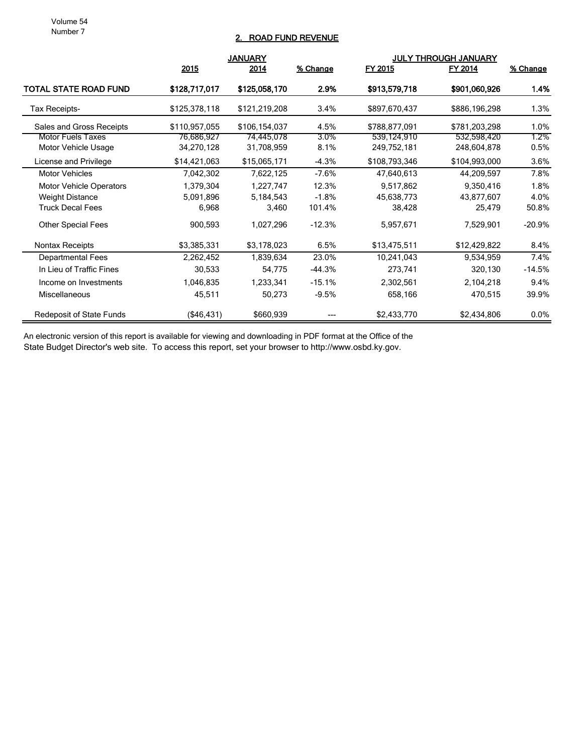## 2. ROAD FUND REVENUE

| | JANUARY | | | JULY THROUGH JANUARY | | |
|---|---|---|---|---|---|---|
| | 2015 | 2014 | % Change | FY 2015 | FY 2014 | % Change |
| **TOTAL STATE ROAD FUND** | **$128,717,017** | **$125,058,170** | **2.9%** | **$913,579,718** | **$901,060,926** | **1.4%** |
| Tax Receipts- | $125,378,118 | $121,219,208 | 3.4% | $897,670,437 | $886,196,298 | 1.3% |
| Sales and Gross Receipts | $110,957,055 | $106,154,037 | 4.5% | $788,877,091 | $781,203,298 | 1.0% |
| Motor Fuels Taxes | 76,686,927 | 74,445,078 | 3.0% | 539,124,910 | 532,598,420 | 1.2% |
| Motor Vehicle Usage | 34,270,128 | 31,708,959 | 8.1% | 249,752,181 | 248,604,878 | 0.5% |
| License and Privilege | $14,421,063 | $15,065,171 | -4.3% | $108,793,346 | $104,993,000 | 3.6% |
| Motor Vehicles | 7,042,302 | 7,622,125 | -7.6% | 47,640,613 | 44,209,597 | 7.8% |
| Motor Vehicle Operators | 1,379,304 | 1,227,747 | 12.3% | 9,517,862 | 9,350,416 | 1.8% |
| Weight Distance | 5,091,896 | 5,184,543 | -1.8% | 45,638,773 | 43,877,607 | 4.0% |
| Truck Decal Fees | 6,968 | 3,460 | 101.4% | 38,428 | 25,479 | 50.8% |
| Other Special Fees | 900,593 | 1,027,296 | -12.3% | 5,957,671 | 7,529,901 | -20.9% |
| Nontax Receipts | $3,385,331 | $3,178,023 | 6.5% | $13,475,511 | $12,429,822 | 8.4% |
| Departmental Fees | 2,262,452 | 1,839,634 | 23.0% | 10,241,043 | 9,534,959 | 7.4% |
| In Lieu of Traffic Fines | 30,533 | 54,775 | -44.3% | 273,741 | 320,130 | -14.5% |
| Income on Investments | 1,046,835 | 1,233,341 | -15.1% | 2,302,561 | 2,104,218 | 9.4% |
| Miscellaneous | 45,511 | 50,273 | -9.5% | 658,166 | 470,515 | 39.9% |
| Redeposit of State Funds | ($46,431) | $660,939 | --- | $2,433,770 | $2,434,806 | 0.0% |

An electronic version of this report is available for viewing and downloading in PDF format at the Office of the State Budget Director's web site. To access this report, set your browser to http://www.osbd.ky.gov.